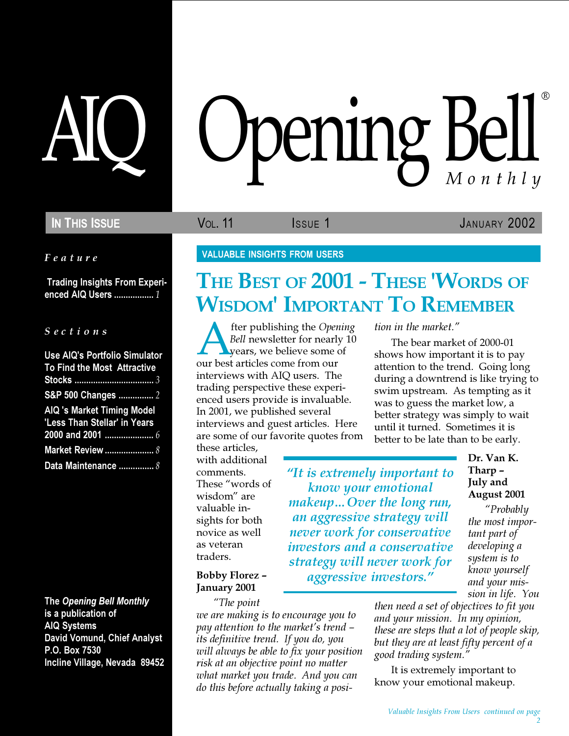# AIQ Opening Bell Monthly

**In This Issue** — Vol. 11, Issue 1, January 2002

*Feature*

Trading Insights From Experienced AIQ Users ................. 1

*Sections*

Use AIQ's Portfolio Simulator To Find the Most Attractive Stocks ................................. 3

S&P 500 Changes ............... 2

AIQ 's Market Timing Model 'Less Than Stellar' in Years 2000 and 2001 ..................... 6

Market Review..................... 8

Data Maintenance ............... 8

The *Opening Bell Monthly* is a publication of AIQ Systems
David Vomund, Chief Analyst
P.O. Box 7530
Incline Village, Nevada 89452

VALUABLE INSIGHTS FROM USERS

## The Best of 2001 - These 'Words of Wisdom' Important To Remember

After publishing the *Opening Bell* newsletter for nearly 10 years, we believe some of our best articles come from our interviews with AIQ users. The trading perspective these experienced users provide is invaluable. In 2001, we published several interviews and guest articles. Here are some of our favorite quotes from these articles, with additional comments. These "words of wisdom" are valuable insights for both novice as well as veteran traders.

**Bobby Florez – January 2001**

*"The point we are making is to encourage you to pay attention to the market's trend – its definitive trend. If you do, you will always be able to fix your position risk at an objective point no matter what market you trade. And you can do this before actually taking a position in the market."*

The bear market of 2000-01 shows how important it is to pay attention to the trend. Going long during a downtrend is like trying to swim upstream. As tempting as it was to guess the market low, a better strategy was simply to wait until it turned. Sometimes it is better to be late than to be early.

> *"It is extremely important to know your emotional makeup... Over the long run, an aggressive strategy will never work for conservative investors and a conservative strategy will never work for aggressive investors."*

**Dr. Van K. Tharp – July and August 2001**

*"Probably the most important part of developing a system is to know yourself and your mission in life. You then need a set of objectives to fit you and your mission. In my opinion, these are steps that a lot of people skip, but they are at least fifty percent of a good trading system."*

It is extremely important to know your emotional makeup.

*Valuable Insights From Users continued on page 2*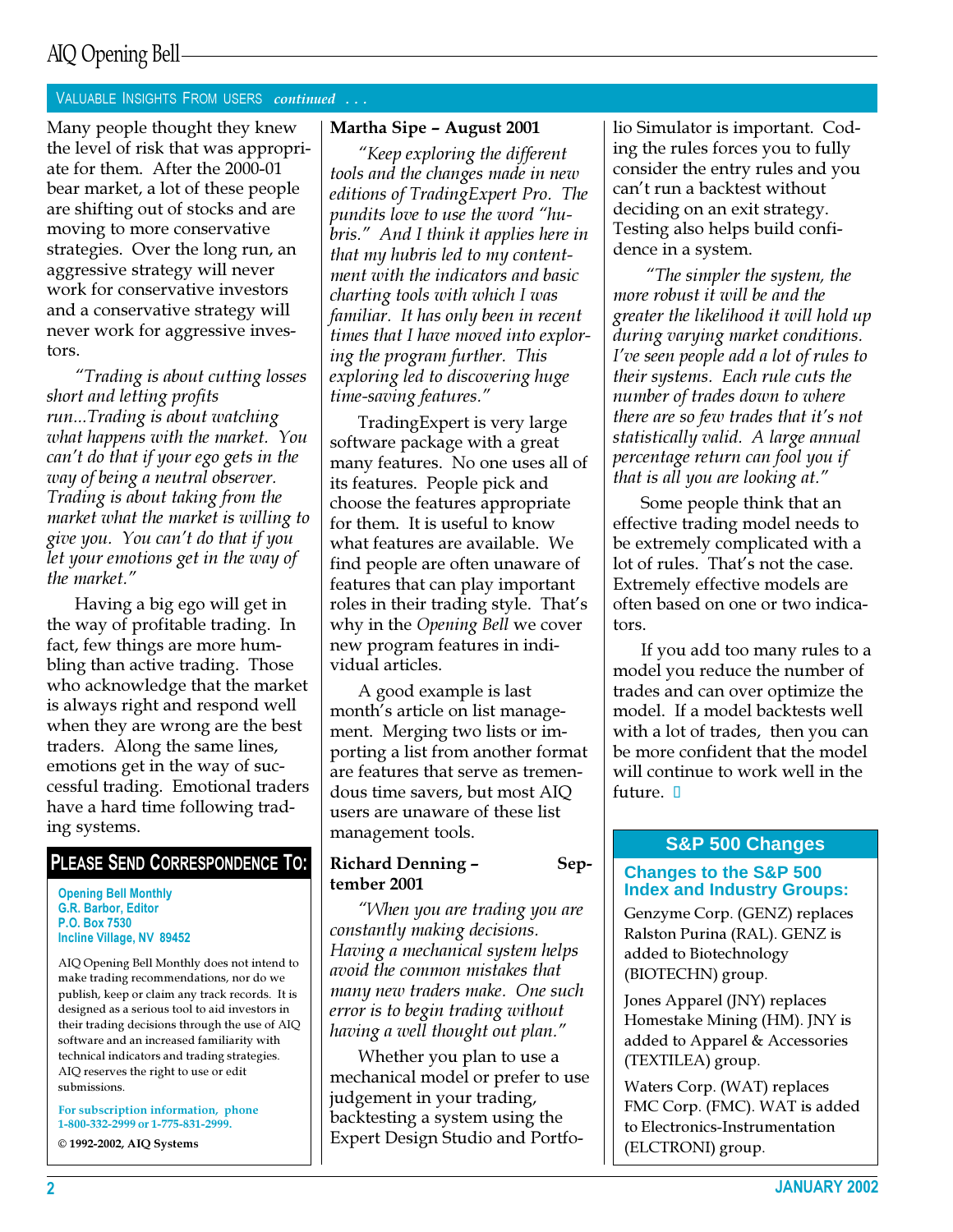## VALUABLE INSIGHTS FROM USERS *continued* . . .

Many people thought they knew the level of risk that was appropriate for them. After the 2000-01 bear market, a lot of these people are shifting out of stocks and are moving to more conservative strategies. Over the long run, an aggressive strategy will never work for conservative investors and a conservative strategy will never work for aggressive investors.

*"Trading is about cutting losses short and letting profits run...Trading is about watching what happens with the market. You can't do that if your ego gets in the way of being a neutral observer. Trading is about taking from the market what the market is willing to give you. You can't do that if you let your emotions get in the way of the market."*

Having a big ego will get in the way of profitable trading. In fact, few things are more humbling than active trading. Those who acknowledge that the market is always right and respond well when they are wrong are the best traders. Along the same lines, emotions get in the way of successful trading. Emotional traders have a hard time following trading systems.

**Martha Sipe – August 2001**

*"Keep exploring the different tools and the changes made in new editions of TradingExpert Pro. The pundits love to use the word "hubris." And I think it applies here in that my hubris led to my contentment with the indicators and basic charting tools with which I was familiar. It has only been in recent times that I have moved into exploring the program further. This exploring led to discovering huge time-saving features."*

TradingExpert is very large software package with a great many features. No one uses all of its features. People pick and choose the features appropriate for them. It is useful to know what features are available. We find people are often unaware of features that can play important roles in their trading style. That's why in the *Opening Bell* we cover new program features in individual articles.

A good example is last month's article on list management. Merging two lists or importing a list from another format are features that serve as tremendous time savers, but most AIQ users are unaware of these list management tools.

**Richard Denning – September 2001**

*"When you are trading you are constantly making decisions. Having a mechanical system helps avoid the common mistakes that many new traders make. One such error is to begin trading without having a well thought out plan."*

Whether you plan to use a mechanical model or prefer to use judgement in your trading, backtesting a system using the Expert Design Studio and Portfolio Simulator is important. Coding the rules forces you to fully consider the entry rules and you can't run a backtest without deciding on an exit strategy. Testing also helps build confidence in a system.

*"The simpler the system, the more robust it will be and the greater the likelihood it will hold up during varying market conditions. I've seen people add a lot of rules to their systems. Each rule cuts the number of trades down to where there are so few trades that it's not statistically valid. A large annual percentage return can fool you if that is all you are looking at."*

Some people think that an effective trading model needs to be extremely complicated with a lot of rules. That's not the case. Extremely effective models are often based on one or two indicators.

If you add too many rules to a model you reduce the number of trades and can over optimize the model. If a model backtests well with a lot of trades, then you can be more confident that the model will continue to work well in the future. ▫

## PLEASE SEND CORRESPONDENCE TO:

**Opening Bell Monthly**
**G.R. Barbor, Editor**
**P.O. Box 7530**
**Incline Village, NV 89452**

AIQ Opening Bell Monthly does not intend to make trading recommendations, nor do we publish, keep or claim any track records. It is designed as a serious tool to aid investors in their trading decisions through the use of AIQ software and an increased familiarity with technical indicators and trading strategies. AIQ reserves the right to use or edit submissions.

**For subscription information, phone 1-800-332-2999 or 1-775-831-2999.**

**© 1992-2002, AIQ Systems**

## S&P 500 Changes

### Changes to the S&P 500 Index and Industry Groups:

Genzyme Corp. (GENZ) replaces Ralston Purina (RAL). GENZ is added to Biotechnology (BIOTECHN) group.

Jones Apparel (JNY) replaces Homestake Mining (HM). JNY is added to Apparel & Accessories (TEXTILEA) group.

Waters Corp. (WAT) replaces FMC Corp. (FMC). WAT is added to Electronics-Instrumentation (ELCTRONI) group.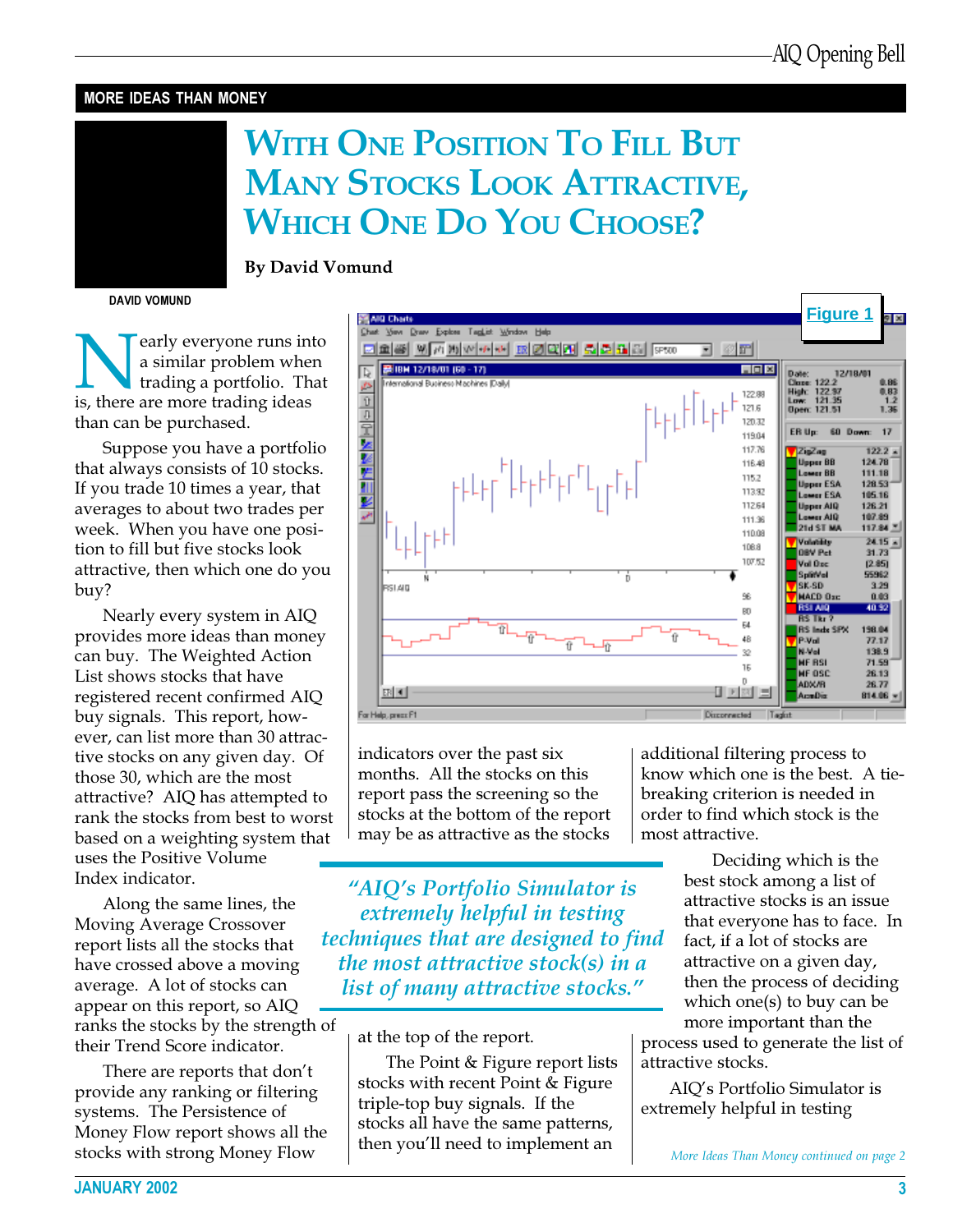MORE IDEAS THAN MONEY

# With One Position To Fill But Many Stocks Look Attractive, Which One Do You Choose?

**By David Vomund**

DAVID VOMUND

Nearly everyone runs into a similar problem when trading a portfolio. That is, there are more trading ideas than can be purchased.

Suppose you have a portfolio that always consists of 10 stocks. If you trade 10 times a year, that averages to about two trades per week. When you have one position to fill but five stocks look attractive, then which one do you buy?

Nearly every system in AIQ provides more ideas than money can buy. The Weighted Action List shows stocks that have registered recent confirmed AIQ buy signals. This report, however, can list more than 30 attractive stocks on any given day. Of those 30, which are the most attractive? AIQ has attempted to rank the stocks from best to worst based on a weighting system that uses the Positive Volume Index indicator.

Along the same lines, the Moving Average Crossover report lists all the stocks that have crossed above a moving average. A lot of stocks can appear on this report, so AIQ ranks the stocks by the strength of their Trend Score indicator.

There are reports that don't provide any ranking or filtering systems. The Persistence of Money Flow report shows all the stocks with strong Money Flow indicators over the past six months. All the stocks on this report pass the screening so the stocks at the bottom of the report may be as attractive as the stocks at the top of the report.

Figure 1

The Point & Figure report lists stocks with recent Point & Figure triple-top buy signals. If the stocks all have the same patterns, then you'll need to implement an additional filtering process to know which one is the best. A tie-breaking criterion is needed in order to find which stock is the most attractive.

> *"AIQ's Portfolio Simulator is extremely helpful in testing techniques that are designed to find the most attractive stock(s) in a list of many attractive stocks."*

Deciding which is the best stock among a list of attractive stocks is an issue that everyone has to face. In fact, if a lot of stocks are attractive on a given day, then the process of deciding which one(s) to buy can be more important than the process used to generate the list of attractive stocks.

AIQ's Portfolio Simulator is extremely helpful in testing

*More Ideas Than Money continued on page 2*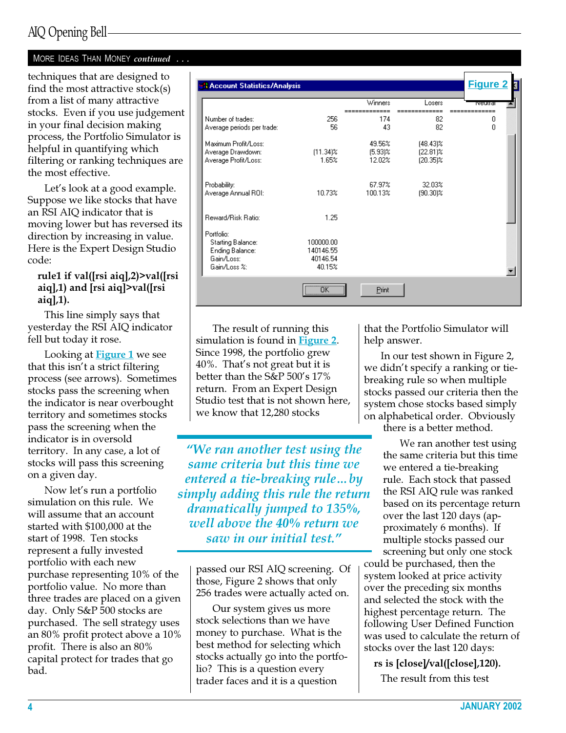## More Ideas Than Money *continued* . . .

techniques that are designed to find the most attractive stock(s) from a list of many attractive stocks. Even if you use judgement in your final decision making process, the Portfolio Simulator is helpful in quantifying which filtering or ranking techniques are the most effective.

Let's look at a good example. Suppose we like stocks that have an RSI AIQ indicator that is moving lower but has reversed its direction by increasing in value. Here is the Expert Design Studio code:

**rule1 if val([rsi aiq],2)>val([rsi aiq],1) and [rsi aiq]>val([rsi aiq],1).**

This line simply says that yesterday the RSI AIQ indicator fell but today it rose.

Looking at Figure 1 we see that this isn't a strict filtering process (see arrows). Sometimes stocks pass the screening when the indicator is near overbought territory and sometimes stocks pass the screening when the indicator is in oversold territory. In any case, a lot of stocks will pass this screening on a given day.

Now let's run a portfolio simulation on this rule. We will assume that an account started with $100,000 at the start of 1998. Ten stocks represent a fully invested portfolio with each new purchase representing 10% of the portfolio value. No more than three trades are placed on a given day. Only S&P 500 stocks are purchased. The sell strategy uses an 80% profit protect above a 10% profit. There is also an 80% capital protect for trades that go bad.

**Figure 2**

**Account Statistics/Analysis**

| | | Winners | Losers | Neutral |
|---|---|---|---|---|
| Number of trades: | 256 | 174 | 82 | 0 |
| Average periods per trade: | 56 | 43 | 82 | 0 |
| Maximum Profit/Loss: | | 49.56% | (48.43)% | |
| Average Drawdown: | (11.34)% | (5.93)% | (22.81)% | |
| Average Profit/Loss: | 1.65% | 12.02% | (20.35)% | |
| Probability: | | 67.97% | 32.03% | |
| Average Annual ROI: | 10.73% | 100.13% | (90.30)% | |
| Reward/Risk Ratio: | 1.25 | | | |
| Portfolio: | | | | |
| Starting Balance: | 100000.00 | | | |
| Ending Balance: | 140146.55 | | | |
| Gain/Loss: | 40146.54 | | | |
| Gain/Loss %: | 40.15% | | | |

The result of running this simulation is found in Figure 2. Since 1998, the portfolio grew 40%. That's not great but it is better than the S&P 500's 17% return. From an Expert Design Studio test that is not shown here, we know that 12,280 stocks passed our RSI AIQ screening. Of those, Figure 2 shows that only 256 trades were actually acted on.

*"We ran another test using the same criteria but this time we entered a tie-breaking rule…by simply adding this rule the return dramatically jumped to 135%, well above the 40% return we saw in our initial test."*

Our system gives us more stock selections than we have money to purchase. What is the best method for selecting which stocks actually go into the portfolio? This is a question every trader faces and it is a question that the Portfolio Simulator will help answer.

In our test shown in Figure 2, we didn't specify a ranking or tie-breaking rule so when multiple stocks passed our criteria then the system chose stocks based simply on alphabetical order. Obviously there is a better method.

We ran another test using the same criteria but this time we entered a tie-breaking rule. Each stock that passed the RSI AIQ rule was ranked based on its percentage return over the last 120 days (approximately 6 months). If multiple stocks passed our screening but only one stock could be purchased, then the system looked at price activity over the preceding six months and selected the stock with the highest percentage return. The following User Defined Function was used to calculate the return of stocks over the last 120 days:

**rs is [close]/val([close],120).**

The result from this test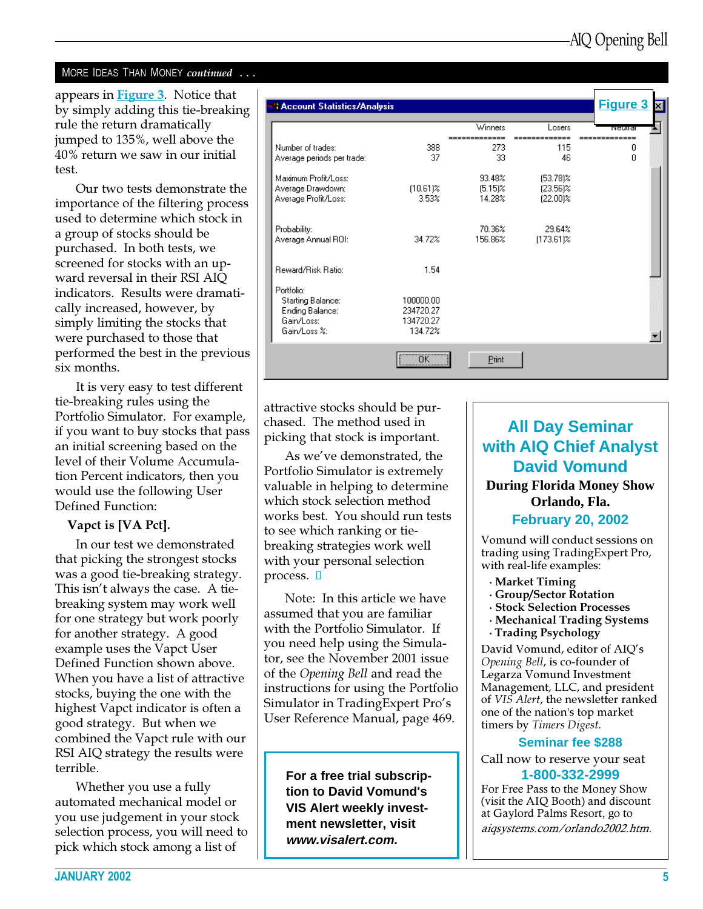## MORE IDEAS THAN MONEY *continued* . . .

appears in Figure 3. Notice that by simply adding this tie-breaking rule the return dramatically jumped to 135%, well above the 40% return we saw in our initial test.

Our two tests demonstrate the importance of the filtering process used to determine which stock in a group of stocks should be purchased. In both tests, we screened for stocks with an upward reversal in their RSI AIQ indicators. Results were dramatically increased, however, by simply limiting the stocks that were purchased to those that performed the best in the previous six months.

It is very easy to test different tie-breaking rules using the Portfolio Simulator. For example, if you want to buy stocks that pass an initial screening based on the level of their Volume Accumulation Percent indicators, then you would use the following User Defined Function:

**Vapct is [VA Pct].**

In our test we demonstrated that picking the strongest stocks was a good tie-breaking strategy. This isn't always the case. A tie-breaking system may work well for one strategy but work poorly for another strategy. A good example uses the Vapct User Defined Function shown above. When you have a list of attractive stocks, buying the one with the highest Vapct indicator is often a good strategy. But when we combined the Vapct rule with our RSI AIQ strategy the results were terrible.

Whether you use a fully automated mechanical model or you use judgement in your stock selection process, you will need to pick which stock among a list of attractive stocks should be purchased. The method used in picking that stock is important.

As we've demonstrated, the Portfolio Simulator is extremely valuable in helping to determine which stock selection method works best. You should run tests to see which ranking or tie-breaking strategies work well with your personal selection process. ▯

Note: In this article we have assumed that you are familiar with the Portfolio Simulator. If you need help using the Simulator, see the November 2001 issue of the *Opening Bell* and read the instructions for using the Portfolio Simulator in TradingExpert Pro's User Reference Manual, page 469.

**Figure 3**

**Account Statistics/Analysis**

| | | Winners | Losers | Neutral |
|---|---|---|---|---|
| Number of trades: | 388 | 273 | 115 | 0 |
| Average periods per trade: | 37 | 33 | 46 | 0 |
| Maximum Profit/Loss: | | 93.48% | (53.78)% | |
| Average Drawdown: | (10.61)% | (5.15)% | (23.56)% | |
| Average Profit/Loss: | 3.53% | 14.28% | (22.00)% | |
| Probability: | | 70.36% | 29.64% | |
| Average Annual ROI: | 34.72% | 156.86% | (173.61)% | |
| Reward/Risk Ratio: | 1.54 | | | |
| Portfolio: | | | | |
| Starting Balance: | 100000.00 | | | |
| Ending Balance: | 234720.27 | | | |
| Gain/Loss: | 134720.27 | | | |
| Gain/Loss %: | 134.72% | | | |

**For a free trial subscription to David Vomund's VIS Alert weekly investment newsletter, visit *www.visalert.com.***

## All Day Seminar with AIQ Chief Analyst David Vomund

**During Florida Money Show**
**Orlando, Fla.**

**February 20, 2002**

Vomund will conduct sessions on trading using TradingExpert Pro, with real-life examples:

- **Market Timing**
- **Group/Sector Rotation**
- **Stock Selection Processes**
- **Mechanical Trading Systems**
- **Trading Psychology**

David Vomund, editor of AIQ's *Opening Bell*, is co-founder of Legarza Vomund Investment Management, LLC, and president of *VIS Alert*, the newsletter ranked one of the nation's top market timers by *Timers Digest.*

**Seminar fee $288**

Call now to reserve your seat

**1-800-332-2999**

For Free Pass to the Money Show (visit the AIQ Booth) and discount at Gaylord Palms Resort, go to *aiqsystems.com/orlando2002.htm.*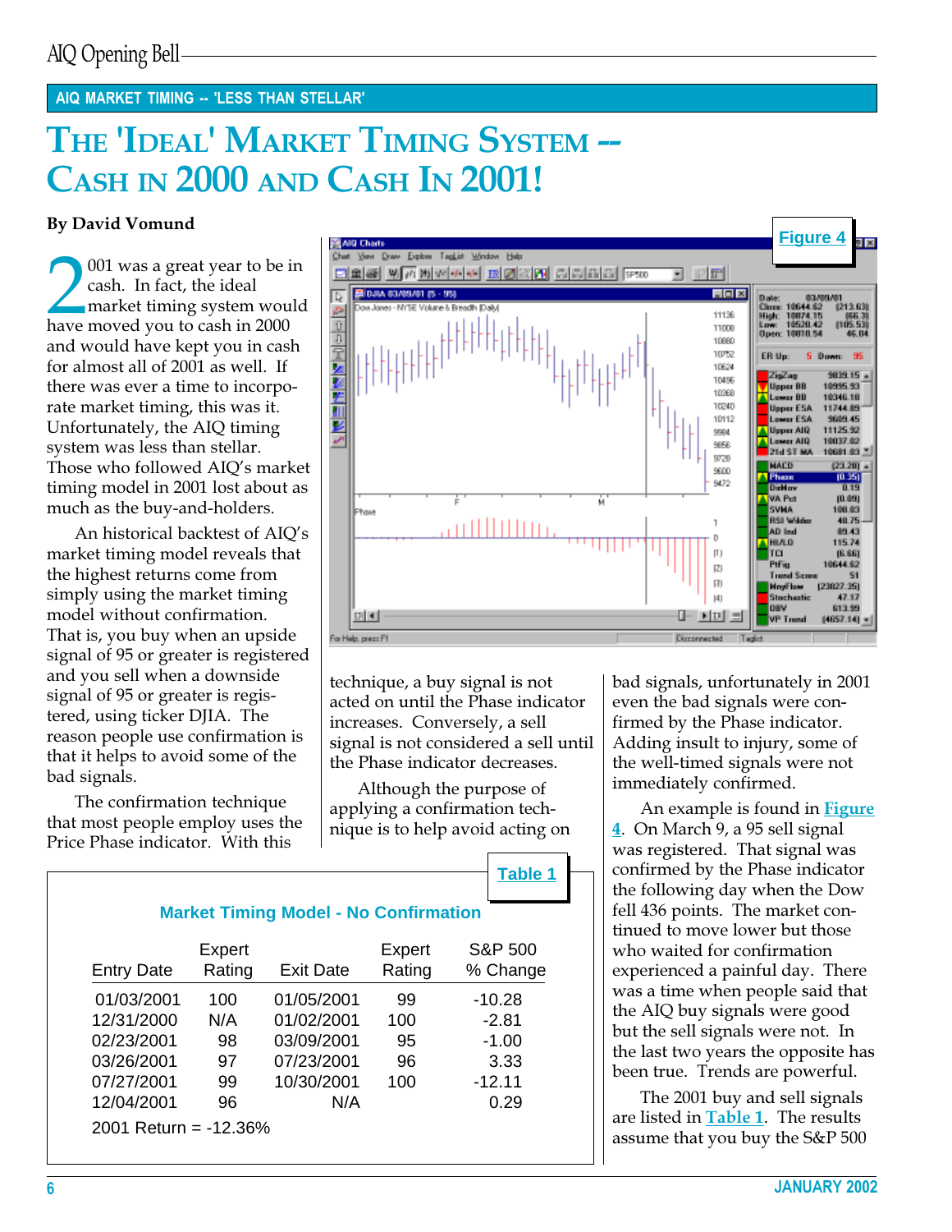AIQ MARKET TIMING -- 'LESS THAN STELLAR'

# THE 'IDEAL' MARKET TIMING SYSTEM -- CASH IN 2000 AND CASH IN 2001!

**By David Vomund**

2001 was a great year to be in cash. In fact, the ideal market timing system would have moved you to cash in 2000 and would have kept you in cash for almost all of 2001 as well. If there was ever a time to incorporate market timing, this was it. Unfortunately, the AIQ timing system was less than stellar. Those who followed AIQ's market timing model in 2001 lost about as much as the buy-and-holders.

An historical backtest of AIQ's market timing model reveals that the highest returns come from simply using the market timing model without confirmation. That is, you buy when an upside signal of 95 or greater is registered and you sell when a downside signal of 95 or greater is registered, using ticker DJIA. The reason people use confirmation is that it helps to avoid some of the bad signals.

The confirmation technique that most people employ uses the Price Phase indicator. With this technique, a buy signal is not acted on until the Phase indicator increases. Conversely, a sell signal is not considered a sell until the Phase indicator decreases.

Although the purpose of applying a confirmation technique is to help avoid acting on bad signals, unfortunately in 2001 even the bad signals were confirmed by the Phase indicator. Adding insult to injury, some of the well-timed signals were not immediately confirmed.

An example is found in Figure 4. On March 9, a 95 sell signal was registered. That signal was confirmed by the Phase indicator the following day when the Dow fell 436 points. The market continued to move lower but those who waited for confirmation experienced a painful day. There was a time when people said that the AIQ buy signals were good but the sell signals were not. In the last two years the opposite has been true. Trends are powerful.

The 2001 buy and sell signals are listed in Table 1. The results assume that you buy the S&P 500

Figure 4

Table 1

**Market Timing Model - No Confirmation**

| Entry Date | Expert Rating | Exit Date | Expert Rating | S&P 500 % Change |
|---|---|---|---|---|
| 01/03/2001 | 100 | 01/05/2001 | 99 | -10.28 |
| 12/31/2000 | N/A | 01/02/2001 | 100 | -2.81 |
| 02/23/2001 | 98 | 03/09/2001 | 95 | -1.00 |
| 03/26/2001 | 97 | 07/23/2001 | 96 | 3.33 |
| 07/27/2001 | 99 | 10/30/2001 | 100 | -12.11 |
| 12/04/2001 | 96 | N/A | | 0.29 |

2001 Return = -12.36%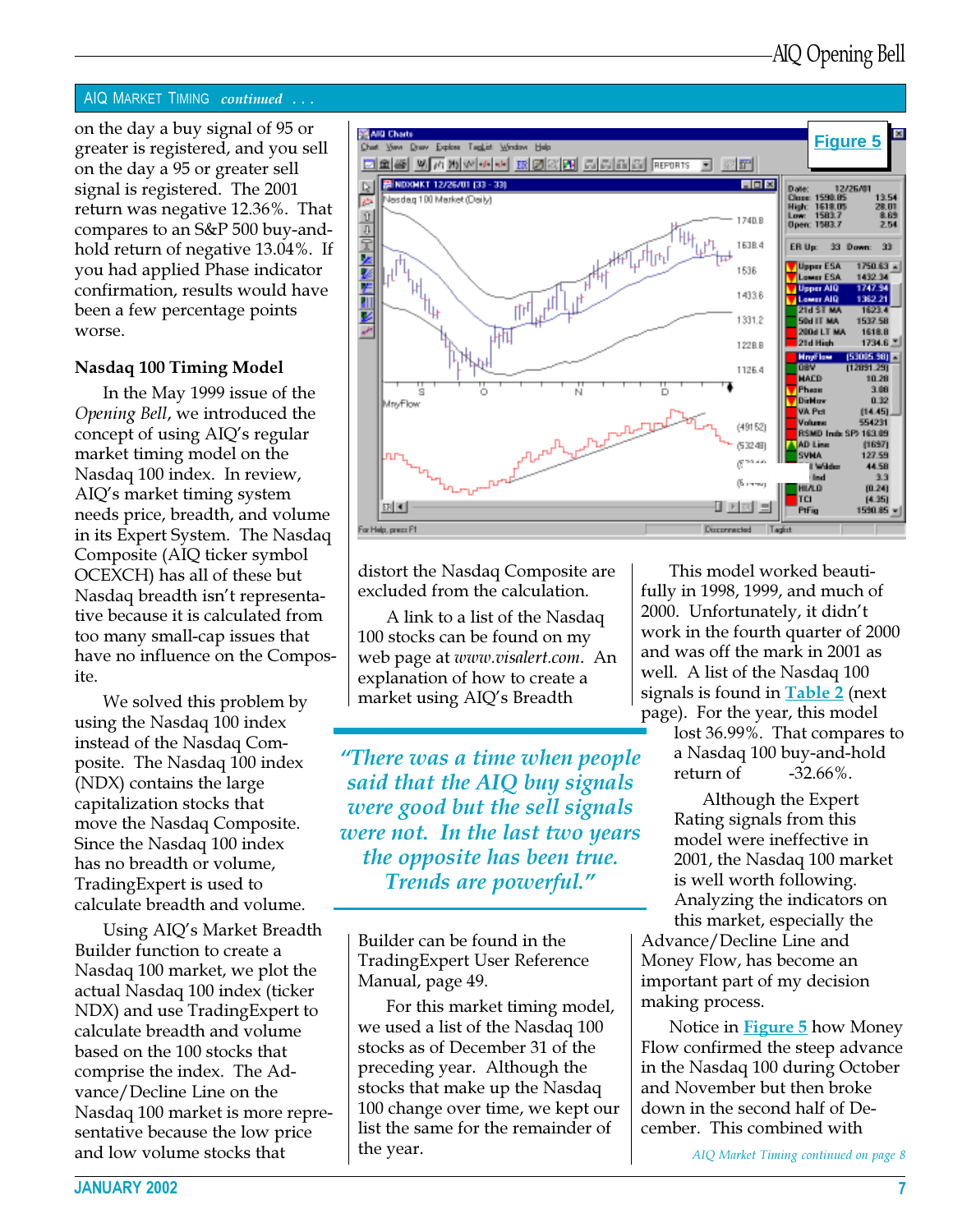## AIQ MARKET TIMING *continued . . .*

on the day a buy signal of 95 or greater is registered, and you sell on the day a 95 or greater sell signal is registered. The 2001 return was negative 12.36%. That compares to an S&P 500 buy-and-hold return of negative 13.04%. If you had applied Phase indicator confirmation, results would have been a few percentage points worse.

### Nasdaq 100 Timing Model

In the May 1999 issue of the *Opening Bell*, we introduced the concept of using AIQ's regular market timing model on the Nasdaq 100 index. In review, AIQ's market timing system needs price, breadth, and volume in its Expert System. The Nasdaq Composite (AIQ ticker symbol OCEXCH) has all of these but Nasdaq breadth isn't representative because it is calculated from too many small-cap issues that have no influence on the Composite.

We solved this problem by using the Nasdaq 100 index instead of the Nasdaq Composite. The Nasdaq 100 index (NDX) contains the large capitalization stocks that move the Nasdaq Composite. Since the Nasdaq 100 index has no breadth or volume, TradingExpert is used to calculate breadth and volume.

Using AIQ's Market Breadth Builder function to create a Nasdaq 100 market, we plot the actual Nasdaq 100 index (ticker NDX) and use TradingExpert to calculate breadth and volume based on the 100 stocks that comprise the index. The Advance/Decline Line on the Nasdaq 100 market is more representative because the low price and low volume stocks that distort the Nasdaq Composite are excluded from the calculation.

A link to a list of the Nasdaq 100 stocks can be found on my web page at *www.visalert.com*. An explanation of how to create a market using AIQ's Breadth Builder can be found in the TradingExpert User Reference Manual, page 49.

For this market timing model, we used a list of the Nasdaq 100 stocks as of December 31 of the preceding year. Although the stocks that make up the Nasdaq 100 change over time, we kept our list the same for the remainder of the year.

> *"There was a time when people said that the AIQ buy signals were good but the sell signals were not. In the last two years the opposite has been true. Trends are powerful."*

This model worked beautifully in 1998, 1999, and much of 2000. Unfortunately, it didn't work in the fourth quarter of 2000 and was off the mark in 2001 as well. A list of the Nasdaq 100 signals is found in Table 2 (next page). For the year, this model lost 36.99%. That compares to a Nasdaq 100 buy-and-hold return of -32.66%.

Although the Expert Rating signals from this model were ineffective in 2001, the Nasdaq 100 market is well worth following. Analyzing the indicators on this market, especially the Advance/Decline Line and Money Flow, has become an important part of my decision making process.

Notice in Figure 5 how Money Flow confirmed the steep advance in the Nasdaq 100 during October and November but then broke down in the second half of December. This combined with

Figure 5

*AIQ Market Timing continued on page 8*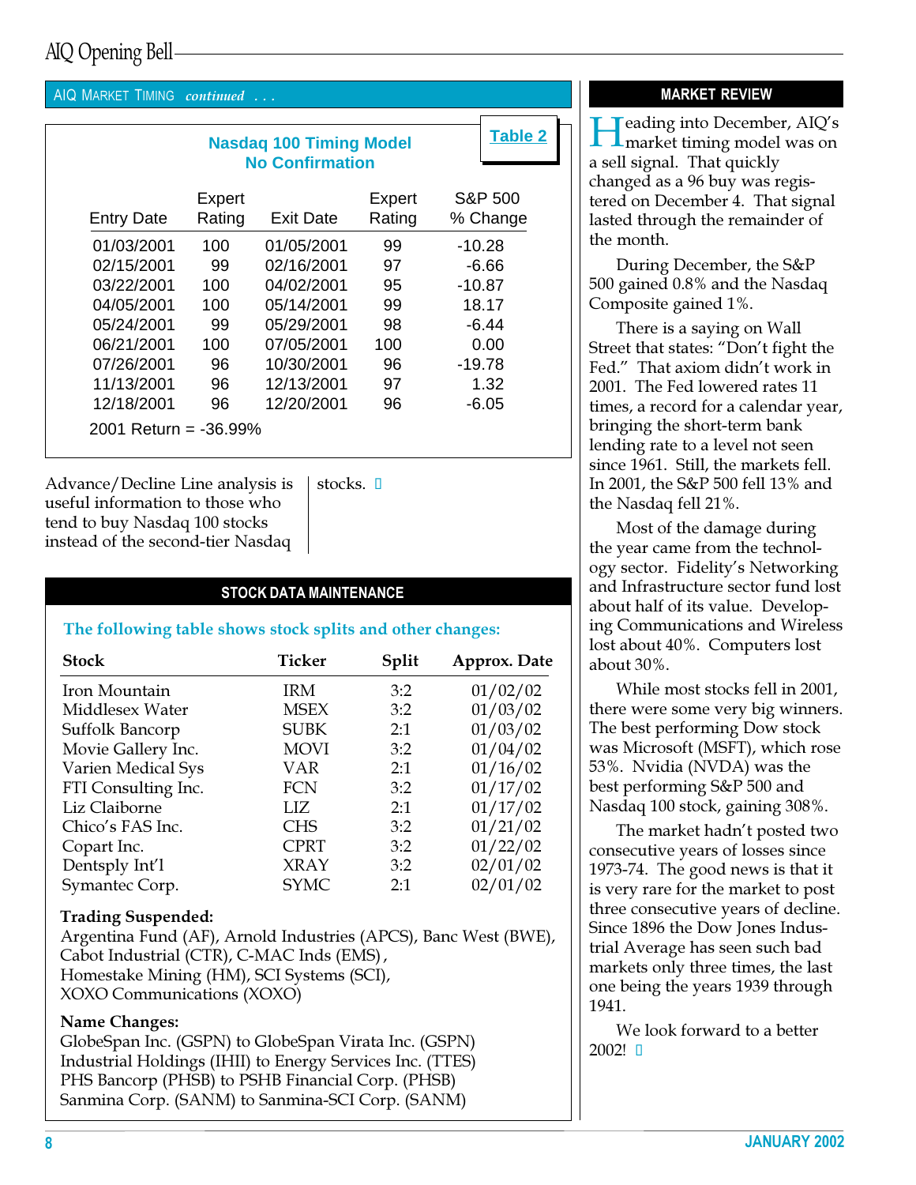## AIQ Market Timing *continued* . . .

**Table 2**

**Nasdaq 100 Timing Model**
**No Confirmation**

| Entry Date | Expert Rating | Exit Date | Expert Rating | S&P 500 % Change |
|---|---|---|---|---|
| 01/03/2001 | 100 | 01/05/2001 | 99 | -10.28 |
| 02/15/2001 | 99 | 02/16/2001 | 97 | -6.66 |
| 03/22/2001 | 100 | 04/02/2001 | 95 | -10.87 |
| 04/05/2001 | 100 | 05/14/2001 | 99 | 18.17 |
| 05/24/2001 | 99 | 05/29/2001 | 98 | -6.44 |
| 06/21/2001 | 100 | 07/05/2001 | 100 | 0.00 |
| 07/26/2001 | 96 | 10/30/2001 | 96 | -19.78 |
| 11/13/2001 | 96 | 12/13/2001 | 97 | 1.32 |
| 12/18/2001 | 96 | 12/20/2001 | 96 | -6.05 |

2001 Return = -36.99%

Advance/Decline Line analysis is useful information to those who tend to buy Nasdaq 100 stocks instead of the second-tier Nasdaq stocks. ▫

## STOCK DATA MAINTENANCE

**The following table shows stock splits and other changes:**

| Stock | Ticker | Split | Approx. Date |
|---|---|---|---|
| Iron Mountain | IRM | 3:2 | 01/02/02 |
| Middlesex Water | MSEX | 3:2 | 01/03/02 |
| Suffolk Bancorp | SUBK | 2:1 | 01/03/02 |
| Movie Gallery Inc. | MOVI | 3:2 | 01/04/02 |
| Varien Medical Sys | VAR | 2:1 | 01/16/02 |
| FTI Consulting Inc. | FCN | 3:2 | 01/17/02 |
| Liz Claiborne | LIZ | 2:1 | 01/17/02 |
| Chico's FAS Inc. | CHS | 3:2 | 01/21/02 |
| Copart Inc. | CPRT | 3:2 | 01/22/02 |
| Dentsply Int'l | XRAY | 3:2 | 02/01/02 |
| Symantec Corp. | SYMC | 2:1 | 02/01/02 |

**Trading Suspended:**
Argentina Fund (AF), Arnold Industries (APCS), Banc West (BWE), Cabot Industrial (CTR), C-MAC Inds (EMS), Homestake Mining (HM), SCI Systems (SCI), XOXO Communications (XOXO)

**Name Changes:**
GlobeSpan Inc. (GSPN) to GlobeSpan Virata Inc. (GSPN)
Industrial Holdings (IHII) to Energy Services Inc. (TTES)
PHS Bancorp (PHSB) to PSHB Financial Corp. (PHSB)
Sanmina Corp. (SANM) to Sanmina-SCI Corp. (SANM)

## MARKET REVIEW

Heading into December, AIQ's market timing model was on a sell signal. That quickly changed as a 96 buy was registered on December 4. That signal lasted through the remainder of the month.

During December, the S&P 500 gained 0.8% and the Nasdaq Composite gained 1%.

There is a saying on Wall Street that states: "Don't fight the Fed." That axiom didn't work in 2001. The Fed lowered rates 11 times, a record for a calendar year, bringing the short-term bank lending rate to a level not seen since 1961. Still, the markets fell. In 2001, the S&P 500 fell 13% and the Nasdaq fell 21%.

Most of the damage during the year came from the technology sector. Fidelity's Networking and Infrastructure sector fund lost about half of its value. Developing Communications and Wireless lost about 40%. Computers lost about 30%.

While most stocks fell in 2001, there were some very big winners. The best performing Dow stock was Microsoft (MSFT), which rose 53%. Nvidia (NVDA) was the best performing S&P 500 and Nasdaq 100 stock, gaining 308%.

The market hadn't posted two consecutive years of losses since 1973-74. The good news is that it is very rare for the market to post three consecutive years of decline. Since 1896 the Dow Jones Industrial Average has seen such bad markets only three times, the last one being the years 1939 through 1941.

We look forward to a better 2002! ▫